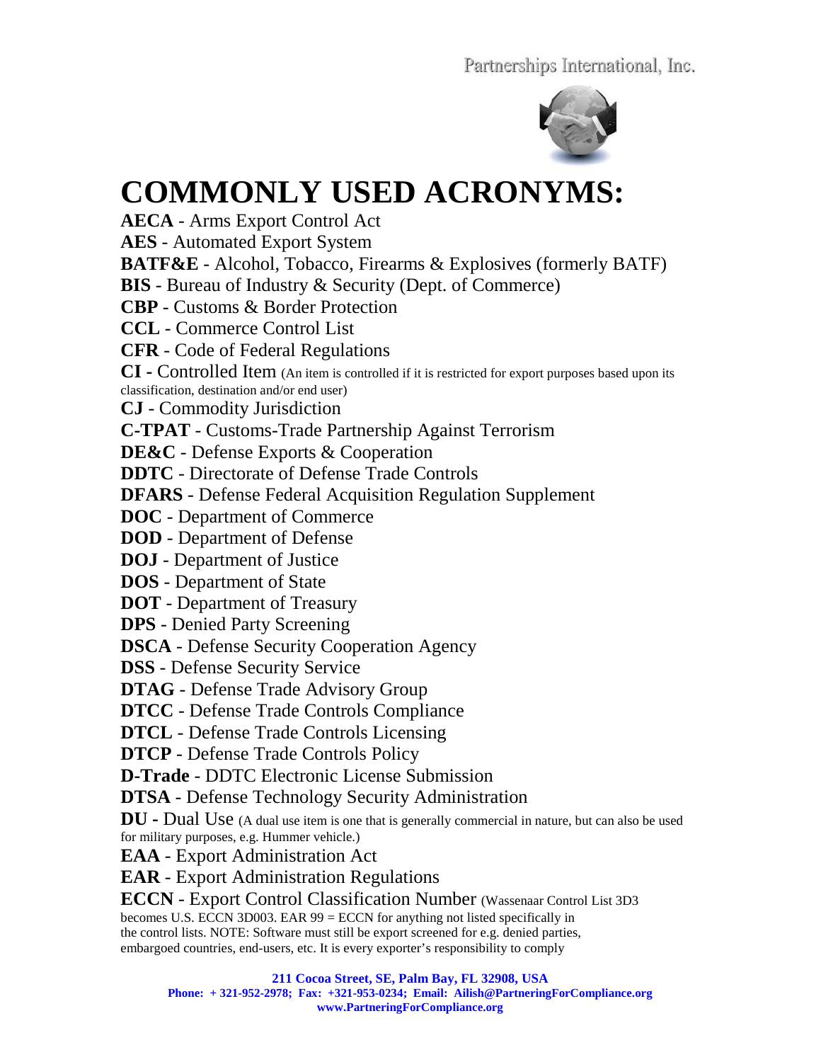Partnerships International, Inc.

# COMMONLY USED ACRONYMS:

**AECA** - Arms Export Control Act

**AES** - Automated Export System

**BATF&E** - Alcohol, Tobacco, Firearms & Explosives (formerly BATF)

**BIS** - Bureau of Industry & Security (Dept. of Commerce)

**CBP** - Customs & Border Protection

**CCL** - Commerce Control List

**CFR** - Code of Federal Regulations

**CI -** Controlled Item (An item is controlled if it is restricted for export purposes based upon its classification, destination and/or end user)

**CJ** - Commodity Jurisdiction

**C-TPAT** - Customs-Trade Partnership Against Terrorism

**DE&C** - Defense Exports & Cooperation

**DDTC** - Directorate of Defense Trade Controls

**DFARS** - Defense Federal Acquisition Regulation Supplement

**DOC** - Department of Commerce

**DOD** - Department of Defense

**DOJ** - Department of Justice

**DOS** - Department of State

**DOT** - Department of Treasury

**DPS** - Denied Party Screening

**DSCA** - Defense Security Cooperation Agency

**DSS** - Defense Security Service

**DTAG** - Defense Trade Advisory Group

**DTCC** - Defense Trade Controls Compliance

**DTCL** - Defense Trade Controls Licensing

**DTCP** - Defense Trade Controls Policy

**D-Trade** - DDTC Electronic License Submission

**DTSA** - Defense Technology Security Administration

**DU -** Dual Use (A dual use item is one that is generally commercial in nature, but can also be used for military purposes, e.g. Hummer vehicle.)

**EAA** - Export Administration Act

**EAR** - Export Administration Regulations

**ECCN** - Export Control Classification Number (Wassenaar Control List 3D3 becomes U.S. ECCN 3D003. EAR 99 = ECCN for anything not listed specifically in the control lists. NOTE: Software must still be export screened for e.g. denied parties, embargoed countries, end-users, etc. It is every exporter's responsibility to comply

**211 Cocoa Street, SE, Palm Bay, FL 32908, USA**
**Phone: + 321-952-2978; Fax: +321-953-0234; Email: Ailish@PartneringForCompliance.org**
**www.PartneringForCompliance.org**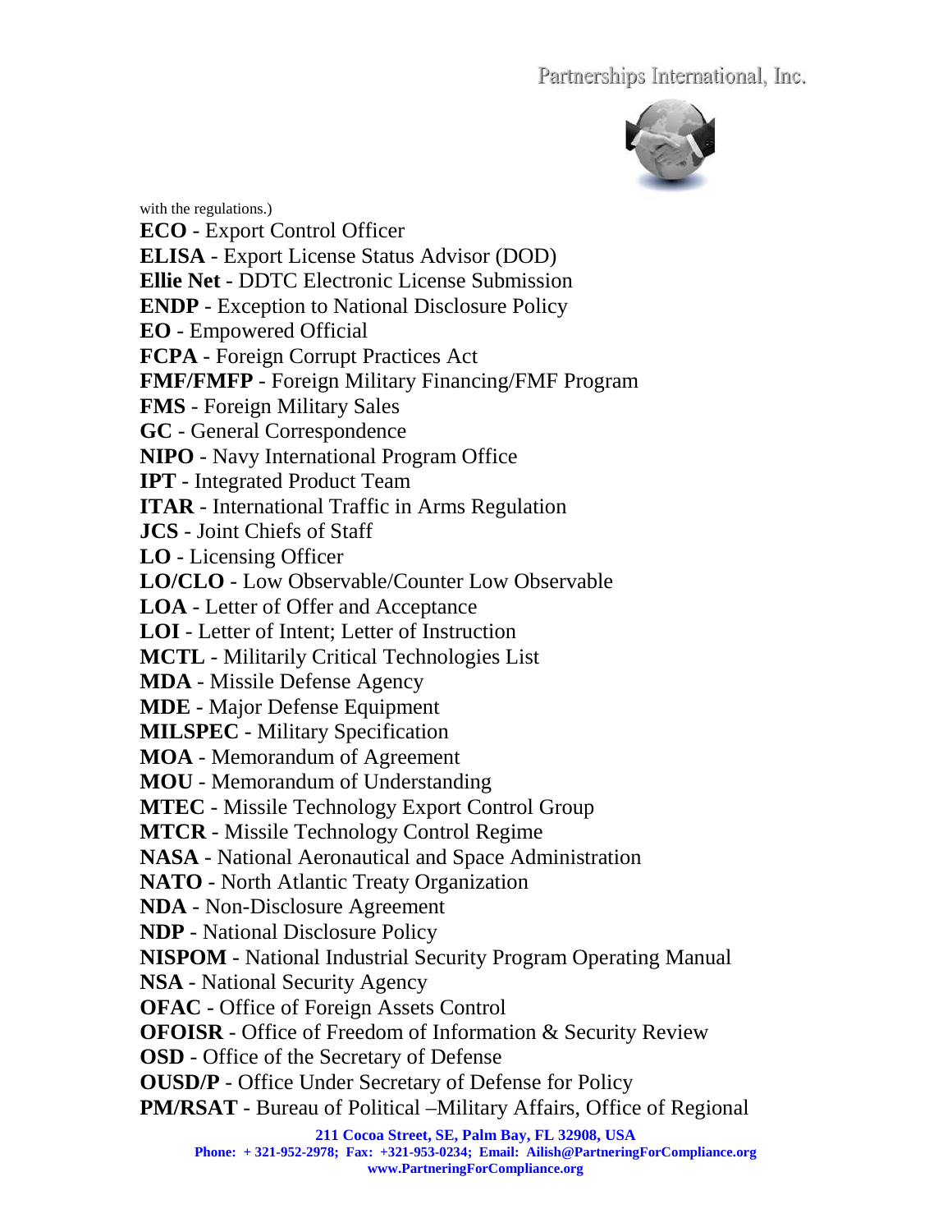with the regulations.)

**ECO** - Export Control Officer
**ELISA** - Export License Status Advisor (DOD)
**Ellie Net** - DDTC Electronic License Submission
**ENDP** - Exception to National Disclosure Policy
**EO** - Empowered Official
**FCPA** - Foreign Corrupt Practices Act
**FMF/FMFP** - Foreign Military Financing/FMF Program
**FMS** - Foreign Military Sales
**GC** - General Correspondence
**NIPO** - Navy International Program Office
**IPT** - Integrated Product Team
**ITAR** - International Traffic in Arms Regulation
**JCS** - Joint Chiefs of Staff
**LO** - Licensing Officer
**LO/CLO** - Low Observable/Counter Low Observable
**LOA** - Letter of Offer and Acceptance
**LOI** - Letter of Intent; Letter of Instruction
**MCTL** - Militarily Critical Technologies List
**MDA** - Missile Defense Agency
**MDE** - Major Defense Equipment
**MILSPEC** - Military Specification
**MOA** - Memorandum of Agreement
**MOU** - Memorandum of Understanding
**MTEC** - Missile Technology Export Control Group
**MTCR** - Missile Technology Control Regime
**NASA** - National Aeronautical and Space Administration
**NATO** - North Atlantic Treaty Organization
**NDA** - Non-Disclosure Agreement
**NDP** - National Disclosure Policy
**NISPOM** - National Industrial Security Program Operating Manual
**NSA** - National Security Agency
**OFAC** - Office of Foreign Assets Control
**OFOISR** - Office of Freedom of Information & Security Review
**OSD** - Office of the Secretary of Defense
**OUSD/P** - Office Under Secretary of Defense for Policy
**PM/RSAT** - Bureau of Political –Military Affairs, Office of Regional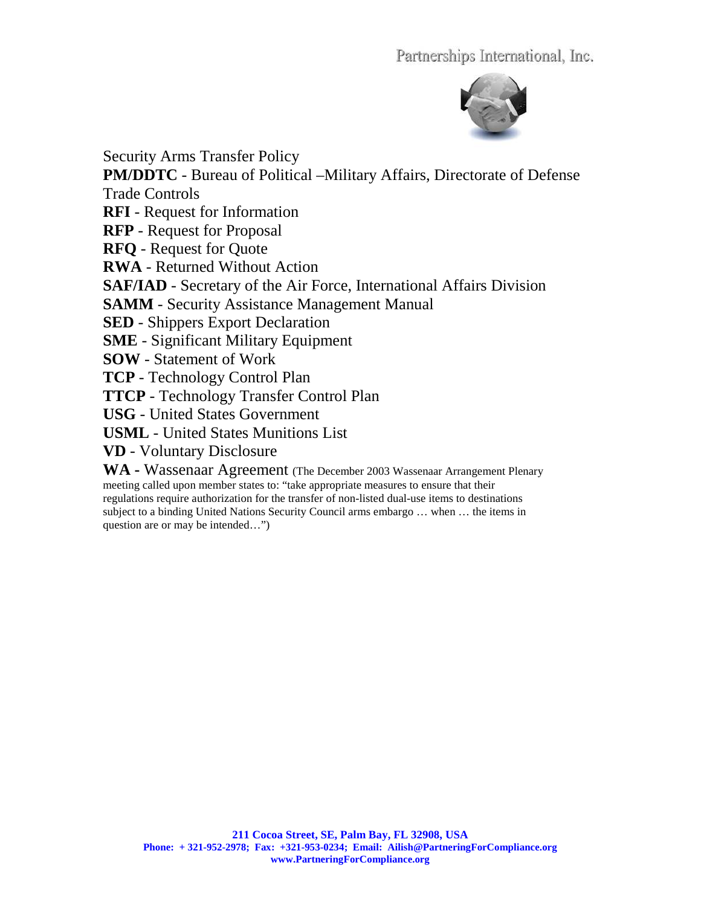Security Arms Transfer Policy

**PM/DDTC** - Bureau of Political –Military Affairs, Directorate of Defense Trade Controls

**RFI** - Request for Information

**RFP** - Request for Proposal

**RFQ** - Request for Quote

**RWA** - Returned Without Action

**SAF/IAD** - Secretary of the Air Force, International Affairs Division

**SAMM** - Security Assistance Management Manual

**SED** - Shippers Export Declaration

**SME** - Significant Military Equipment

**SOW** - Statement of Work

**TCP** - Technology Control Plan

**TTCP** - Technology Transfer Control Plan

**USG** - United States Government

**USML** - United States Munitions List

**VD** - Voluntary Disclosure

**WA -** Wassenaar Agreement (The December 2003 Wassenaar Arrangement Plenary meeting called upon member states to: "take appropriate measures to ensure that their regulations require authorization for the transfer of non-listed dual-use items to destinations subject to a binding United Nations Security Council arms embargo … when … the items in question are or may be intended…")